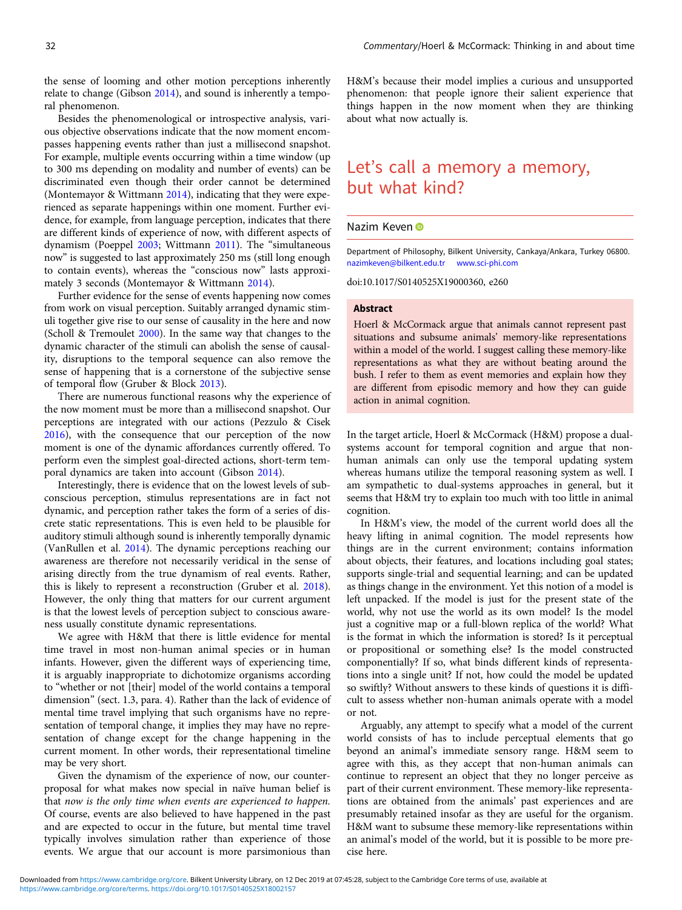the sense of looming and other motion perceptions inherently relate to change (Gibson 2014), and sound is inherently a temporal phenomenon.

Besides the phenomenological or introspective analysis, various objective observations indicate that the now moment encompasses happening events rather than just a millisecond snapshot. For example, multiple events occurring within a time window (up to 300 ms depending on modality and number of events) can be discriminated even though their order cannot be determined (Montemayor & Wittmann 2014), indicating that they were experienced as separate happenings within one moment. Further evidence, for example, from language perception, indicates that there are different kinds of experience of now, with different aspects of dynamism (Poeppel 2003; Wittmann 2011). The "simultaneous now" is suggested to last approximately 250 ms (still long enough to contain events), whereas the "conscious now" lasts approximately 3 seconds (Montemayor & Wittmann 2014).

Further evidence for the sense of events happening now comes from work on visual perception. Suitably arranged dynamic stimuli together give rise to our sense of causality in the here and now (Scholl & Tremoulet 2000). In the same way that changes to the dynamic character of the stimuli can abolish the sense of causality, disruptions to the temporal sequence can also remove the sense of happening that is a cornerstone of the subjective sense of temporal flow (Gruber & Block 2013).

There are numerous functional reasons why the experience of the now moment must be more than a millisecond snapshot. Our perceptions are integrated with our actions (Pezzulo & Cisek 2016), with the consequence that our perception of the now moment is one of the dynamic affordances currently offered. To perform even the simplest goal-directed actions, short-term temporal dynamics are taken into account (Gibson 2014).

Interestingly, there is evidence that on the lowest levels of subconscious perception, stimulus representations are in fact not dynamic, and perception rather takes the form of a series of discrete static representations. This is even held to be plausible for auditory stimuli although sound is inherently temporally dynamic (VanRullen et al. 2014). The dynamic perceptions reaching our awareness are therefore not necessarily veridical in the sense of arising directly from the true dynamism of real events. Rather, this is likely to represent a reconstruction (Gruber et al. 2018). However, the only thing that matters for our current argument is that the lowest levels of perception subject to conscious awareness usually constitute dynamic representations.

We agree with H&M that there is little evidence for mental time travel in most non-human animal species or in human infants. However, given the different ways of experiencing time, it is arguably inappropriate to dichotomize organisms according to "whether or not [their] model of the world contains a temporal dimension" (sect. 1.3, para. 4). Rather than the lack of evidence of mental time travel implying that such organisms have no representation of temporal change, it implies they may have no representation of change except for the change happening in the current moment. In other words, their representational timeline may be very short.

Given the dynamism of the experience of now, our counterproposal for what makes now special in naïve human belief is that *now is the only time when events are experienced to happen.* Of course, events are also believed to have happened in the past and are expected to occur in the future, but mental time travel typically involves simulation rather than experience of those events. We argue that our account is more parsimonious than H&M's because their model implies a curious and unsupported phenomenon: that people ignore their salient experience that things happen in the now moment when they are thinking about what now actually is.

# Let's call a memory a memory, but what kind?

Nazim Keven

Department of Philosophy, Bilkent University, Cankaya/Ankara, Turkey 06800.
nazimkeven@bilkent.edu.tr www.sci-phi.com

doi:10.1017/S0140525X19000360, e260

## Abstract

Hoerl & McCormack argue that animals cannot represent past situations and subsume animals' memory-like representations within a model of the world. I suggest calling these memory-like representations as what they are without beating around the bush. I refer to them as event memories and explain how they are different from episodic memory and how they can guide action in animal cognition.

In the target article, Hoerl & McCormack (H&M) propose a dual-systems account for temporal cognition and argue that non-human animals can only use the temporal updating system whereas humans utilize the temporal reasoning system as well. I am sympathetic to dual-systems approaches in general, but it seems that H&M try to explain too much with too little in animal cognition.

In H&M's view, the model of the current world does all the heavy lifting in animal cognition. The model represents how things are in the current environment; contains information about objects, their features, and locations including goal states; supports single-trial and sequential learning; and can be updated as things change in the environment. Yet this notion of a model is left unpacked. If the model is just for the present state of the world, why not use the world as its own model? Is the model just a cognitive map or a full-blown replica of the world? What is the format in which the information is stored? Is it perceptual or propositional or something else? Is the model constructed componentially? If so, what binds different kinds of representations into a single unit? If not, how could the model be updated so swiftly? Without answers to these kinds of questions it is difficult to assess whether non-human animals operate with a model or not.

Arguably, any attempt to specify what a model of the current world consists of has to include perceptual elements that go beyond an animal's immediate sensory range. H&M seem to agree with this, as they accept that non-human animals can continue to represent an object that they no longer perceive as part of their current environment. These memory-like representations are obtained from the animals' past experiences and are presumably retained insofar as they are useful for the organism. H&M want to subsume these memory-like representations within an animal's model of the world, but it is possible to be more precise here.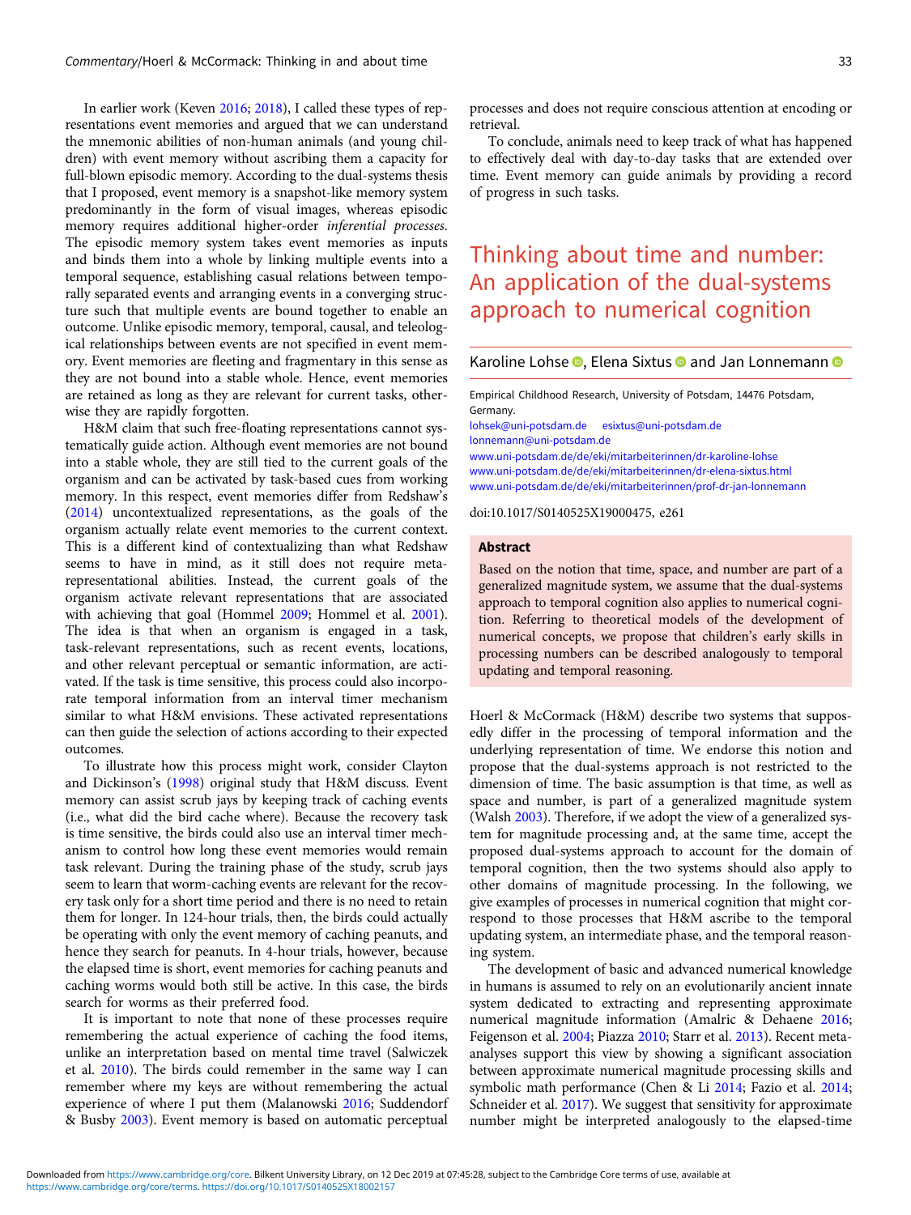In earlier work (Keven 2016; 2018), I called these types of representations event memories and argued that we can understand the mnemonic abilities of non-human animals (and young children) with event memory without ascribing them a capacity for full-blown episodic memory. According to the dual-systems thesis that I proposed, event memory is a snapshot-like memory system predominantly in the form of visual images, whereas episodic memory requires additional higher-order *inferential processes*. The episodic memory system takes event memories as inputs and binds them into a whole by linking multiple events into a temporal sequence, establishing casual relations between temporally separated events and arranging events in a converging structure such that multiple events are bound together to enable an outcome. Unlike episodic memory, temporal, causal, and teleological relationships between events are not specified in event memory. Event memories are fleeting and fragmentary in this sense as they are not bound into a stable whole. Hence, event memories are retained as long as they are relevant for current tasks, otherwise they are rapidly forgotten.

H&M claim that such free-floating representations cannot systematically guide action. Although event memories are not bound into a stable whole, they are still tied to the current goals of the organism and can be activated by task-based cues from working memory. In this respect, event memories differ from Redshaw's (2014) uncontextualized representations, as the goals of the organism actually relate event memories to the current context. This is a different kind of contextualizing than what Redshaw seems to have in mind, as it still does not require meta-representational abilities. Instead, the current goals of the organism activate relevant representations that are associated with achieving that goal (Hommel 2009; Hommel et al. 2001). The idea is that when an organism is engaged in a task, task-relevant representations, such as recent events, locations, and other relevant perceptual or semantic information, are activated. If the task is time sensitive, this process could also incorporate temporal information from an interval timer mechanism similar to what H&M envisions. These activated representations can then guide the selection of actions according to their expected outcomes.

To illustrate how this process might work, consider Clayton and Dickinson's (1998) original study that H&M discuss. Event memory can assist scrub jays by keeping track of caching events (i.e., what did the bird cache where). Because the recovery task is time sensitive, the birds could also use an interval timer mechanism to control how long these event memories would remain task relevant. During the training phase of the study, scrub jays seem to learn that worm-caching events are relevant for the recovery task only for a short time period and there is no need to retain them for longer. In 124-hour trials, then, the birds could actually be operating with only the event memory of caching peanuts, and hence they search for peanuts. In 4-hour trials, however, because the elapsed time is short, event memories for caching peanuts and caching worms would both still be active. In this case, the birds search for worms as their preferred food.

It is important to note that none of these processes require remembering the actual experience of caching the food items, unlike an interpretation based on mental time travel (Salwiczek et al. 2010). The birds could remember in the same way I can remember where my keys are without remembering the actual experience of where I put them (Malanowski 2016; Suddendorf & Busby 2003). Event memory is based on automatic perceptual processes and does not require conscious attention at encoding or retrieval.

To conclude, animals need to keep track of what has happened to effectively deal with day-to-day tasks that are extended over time. Event memory can guide animals by providing a record of progress in such tasks.

# Thinking about time and number: An application of the dual-systems approach to numerical cognition

Karoline Lohse, Elena Sixtus and Jan Lonnemann

Empirical Childhood Research, University of Potsdam, 14476 Potsdam, Germany.
lohsek@uni-potsdam.de esixtus@uni-potsdam.de
lonnemann@uni-potsdam.de
www.uni-potsdam.de/de/eki/mitarbeiterinnen/dr-karoline-lohse
www.uni-potsdam.de/de/eki/mitarbeiterinnen/dr-elena-sixtus.html
www.uni-potsdam.de/de/eki/mitarbeiterinnen/prof-dr-jan-lonnemann

doi:10.1017/S0140525X19000475, e261

## Abstract

Based on the notion that time, space, and number are part of a generalized magnitude system, we assume that the dual-systems approach to temporal cognition also applies to numerical cognition. Referring to theoretical models of the development of numerical concepts, we propose that children's early skills in processing numbers can be described analogously to temporal updating and temporal reasoning.

Hoerl & McCormack (H&M) describe two systems that supposedly differ in the processing of temporal information and the underlying representation of time. We endorse this notion and propose that the dual-systems approach is not restricted to the dimension of time. The basic assumption is that time, as well as space and number, is part of a generalized magnitude system (Walsh 2003). Therefore, if we adopt the view of a generalized system for magnitude processing and, at the same time, accept the proposed dual-systems approach to account for the domain of temporal cognition, then the two systems should also apply to other domains of magnitude processing. In the following, we give examples of processes in numerical cognition that might correspond to those processes that H&M ascribe to the temporal updating system, an intermediate phase, and the temporal reasoning system.

The development of basic and advanced numerical knowledge in humans is assumed to rely on an evolutionarily ancient innate system dedicated to extracting and representing approximate numerical magnitude information (Amalric & Dehaene 2016; Feigenson et al. 2004; Piazza 2010; Starr et al. 2013). Recent meta-analyses support this view by showing a significant association between approximate numerical magnitude processing skills and symbolic math performance (Chen & Li 2014; Fazio et al. 2014; Schneider et al. 2017). We suggest that sensitivity for approximate number might be interpreted analogously to the elapsed-time